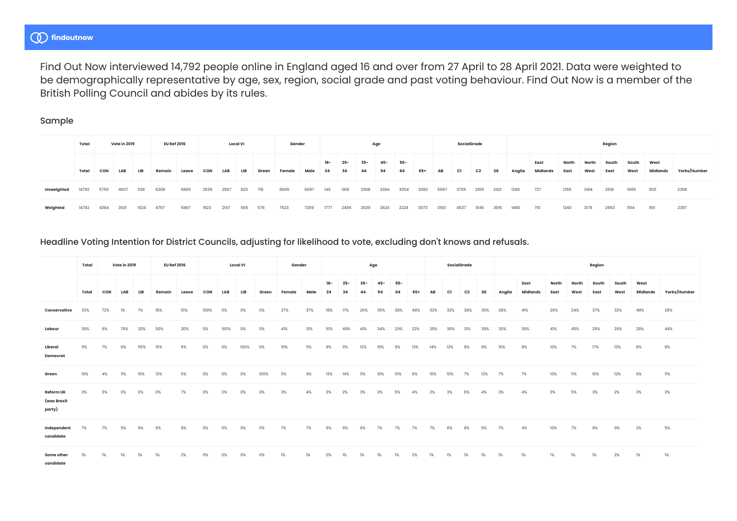findoutnow

Find Out Now interviewed 14,792 people online in England aged 16 and over from 27 April to 28 April 2021. Data were weighted to be demographically representative by age, sex, region, social grade and past voting behaviour. Find Out Now is a member of the British Polling Council and abides by its rules.

## Sample

| | Total | Vote in 2019 | | | EU Ref 2016 | | Local VI | | | | Gender | | Age | | | | | | SocialGrade | | | | Region | | | | | | | |
|---|---|---|---|---|---|---|---|---|---|---|---|---|---|---|---|---|---|---|---|---|---|---|---|---|---|---|---|---|---|---|
| | Total | CON | LAB | LIB | Remain | Leave | CON | LAB | LIB | Green | Female | Male | 18-24 | 25-34 | 35-44 | 45-54 | 55-64 | 65+ | AB | C1 | C2 | DE | Anglia | East Midlands | North East | North West | South East | South West | West Midlands | Yorks/Humber |
| Unweighted | 14792 | 5750 | 4607 | 1136 | 6208 | 6865 | 2539 | 2567 | 823 | 718 | 8695 | 6097 | 145 | 1818 | 3308 | 3384 | 3054 | 3083 | 5997 | 3755 | 2619 | 2421 | 1286 | 727 | 1255 | 3414 | 2518 | 1665 | 1531 | 2396 |
| Weighted | 14792 | 4384 | 3631 | 1024 | 4797 | 5867 | 1923 | 2147 | 656 | 576 | 7523 | 7269 | 1777 | 2456 | 2639 | 2624 | 2224 | 3073 | 3193 | 4537 | 3146 | 3915 | 1480 | 710 | 1240 | 3178 | 2663 | 1514 | 1611 | 2397 |

## Headline Voting Intention for District Councils, adjusting for likelihood to vote, excluding don't knows and refusals.

| | Total | Vote in 2019 | | | EU Ref 2016 | | Local VI | | | | Gender | | Age | | | | | | SocialGrade | | | | Region | | | | | | | |
|---|---|---|---|---|---|---|---|---|---|---|---|---|---|---|---|---|---|---|---|---|---|---|---|---|---|---|---|---|---|---|
| | Total | CON | LAB | LIB | Remain | Leave | CON | LAB | LIB | Green | Female | Male | 18-24 | 25-34 | 35-44 | 45-54 | 55-64 | 65+ | AB | C1 | C2 | DE | Anglia | East Midlands | North East | North West | South East | South West | West Midlands | Yorks/Humber |
| Conservative | 33% | 72% | 1% | 7% | 16% | 51% | 100% | 0% | 0% | 0% | 27% | 37% | 18% | 17% | 26% | 35% | 38% | 48% | 32% | 32% | 38% | 30% | 38% | 41% | 26% | 24% | 37% | 32% | 48% | 28% |
| Labour | 36% | 6% | 76% | 20% | 50% | 20% | 0% | 100% | 0% | 0% | 41% | 31% | 51% | 49% | 41% | 34% | 29% | 22% | 35% | 36% | 31% | 39% | 30% | 36% | 41% | 45% | 25% | 29% | 28% | 44% |
| Liberal Democrat | 11% | 7% | 6% | 55% | 15% | 6% | 0% | 0% | 100% | 0% | 10% | 11% | 9% | 11% | 12% | 10% | 9% | 12% | 14% | 12% | 8% | 8% | 15% | 8% | 10% | 7% | 17% | 13% | 8% | 8% |
| Green | 10% | 4% | 11% | 10% | 13% | 5% | 0% | 0% | 0% | 100% | 11% | 9% | 13% | 14% | 11% | 10% | 10% | 6% | 10% | 10% | 7% | 12% | 7% | 7% | 10% | 11% | 10% | 12% | 9% | 11% |
| Reform UK (was Brexit party) | 3% | 5% | 0% | 0% | 0% | 7% | 0% | 0% | 0% | 0% | 3% | 4% | 3% | 2% | 3% | 3% | 5% | 4% | 2% | 3% | 6% | 4% | 3% | 4% | 3% | 5% | 3% | 2% | 3% | 3% |
| Independent candidate | 7% | 7% | 5% | 6% | 5% | 8% | 0% | 0% | 0% | 0% | 7% | 7% | 6% | 6% | 6% | 7% | 7% | 7% | 7% | 6% | 8% | 5% | 7% | 4% | 10% | 7% | 8% | 9% | 2% | 5% |
| Some other candidate | 1% | 1% | 1% | 1% | 1% | 2% | 0% | 0% | 0% | 0% | 1% | 1% | 0% | 1% | 1% | 1% | 1% | 2% | 1% | 1% | 1% | 1% | 1% | 1% | 1% | 1% | 1% | 2% | 1% | 1% |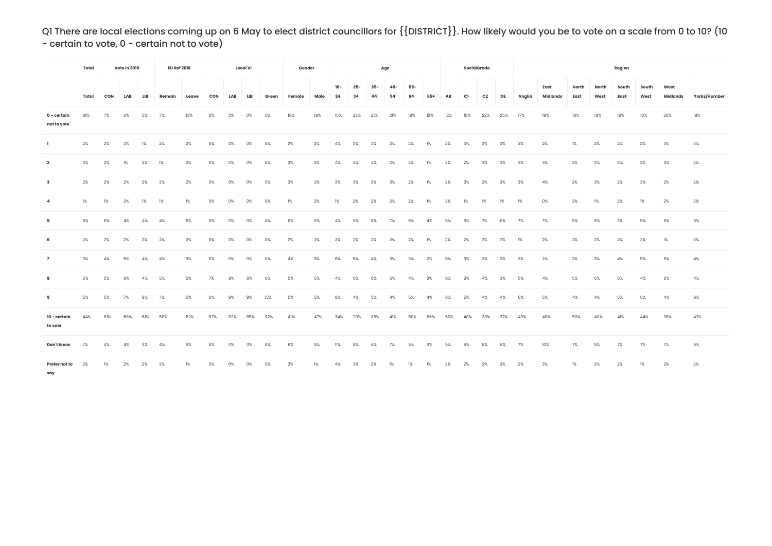Q1 There are local elections coming up on 6 May to elect district councillors for {{DISTRICT}}. How likely would you be to vote on a scale from 0 to 10? (10 - certain to vote, 0 - certain not to vote)

| | Total | Vote in 2019 | | | EU Ref 2016 | | Local VI | | | | Gender | | Age | | | | | | SocialGrade | | | | Region | | | | | | | |
|---|---|---|---|---|---|---|---|---|---|---|---|---|---|---|---|---|---|---|---|---|---|---|---|---|---|---|---|---|---|---|
| | Total | CON | LAB | LIB | Remain | Leave | CON | LAB | LIB | Green | Female | Male | 18-24 | 25-34 | 35-44 | 45-54 | 55-64 | 65+ | AB | C1 | C2 | DE | Anglia | East Midlands | North East | North West | South East | South West | West Midlands | Yorks/Humber |
| **0 – certain not to vote** | 18% | 7% | 6% | 5% | 7% | 13% | 0% | 0% | 0% | 0% | 18% | 19% | 15% | 23% | 21% | 21% | 18% | 12% | 12% | 15% | 22% | 25% | 17% | 19% | 18% | 18% | 19% | 18% | 20% | 19% |
| **1** | 2% | 2% | 2% | 1% | 2% | 2% | 0% | 0% | 0% | 0% | 2% | 2% | 4% | 3% | 3% | 2% | 2% | 1% | 2% | 3% | 2% | 2% | 3% | 2% | 1% | 2% | 2% | 2% | 3% | 3% |
| **2** | 3% | 2% | 1% | 2% | 1% | 2% | 0% | 0% | 0% | 0% | 3% | 2% | 4% | 4% | 4% | 2% | 2% | 1% | 2% | 2% | 3% | 3% | 3% | 3% | 2% | 2% | 3% | 2% | 4% | 2% |
| **3** | 2% | 2% | 2% | 2% | 2% | 2% | 0% | 0% | 0% | 0% | 3% | 2% | 3% | 3% | 3% | 3% | 2% | 1% | 2% | 3% | 2% | 2% | 3% | 4% | 2% | 3% | 2% | 3% | 2% | 2% |
| **4** | 1% | 1% | 2% | 1% | 1% | 1% | 0% | 0% | 0% | 0% | 1% | 2% | 1% | 2% | 2% | 2% | 2% | 1% | 2% | 1% | 1% | 1% | 1% | 0% | 2% | 1% | 2% | 1% | 2% | 2% |
| **5** | 6% | 5% | 4% | 4% | 4% | 5% | 0% | 0% | 0% | 0% | 6% | 6% | 4% | 6% | 8% | 7% | 5% | 4% | 5% | 6% | 7% | 6% | 7% | 7% | 5% | 6% | 7% | 5% | 6% | 5% |
| **6** | 2% | 2% | 2% | 2% | 2% | 2% | 0% | 0% | 0% | 0% | 2% | 2% | 3% | 2% | 2% | 2% | 2% | 1% | 2% | 2% | 2% | 2% | 1% | 2% | 2% | 2% | 2% | 3% | 1% | 3% |
| **7** | 3% | 4% | 5% | 4% | 4% | 3% | 0% | 0% | 0% | 0% | 4% | 3% | 6% | 5% | 4% | 3% | 3% | 2% | 5% | 3% | 3% | 3% | 3% | 2% | 3% | 3% | 4% | 5% | 5% | 4% |
| **8** | 5% | 5% | 6% | 4% | 5% | 5% | 7% | 9% | 6% | 6% | 5% | 5% | 4% | 6% | 6% | 5% | 4% | 3% | 6% | 6% | 4% | 3% | 5% | 4% | 5% | 5% | 5% | 4% | 6% | 4% |
| **9** | 5% | 5% | 7% | 9% | 7% | 5% | 6% | 9% | 9% | 12% | 5% | 5% | 8% | 4% | 5% | 4% | 5% | 4% | 6% | 5% | 4% | 4% | 6% | 5% | 4% | 4% | 5% | 6% | 4% | 6% |
| **10 - certain to vote** | 44% | 61% | 58% | 61% | 58% | 52% | 87% | 82% | 85% | 82% | 41% | 47% | 34% | 29% | 35% | 41% | 50% | 66% | 50% | 48% | 39% | 37% | 43% | 40% | 50% | 49% | 41% | 44% | 38% | 42% |
| **Don't know** | 7% | 4% | 4% | 3% | 4% | 5% | 0% | 0% | 0% | 0% | 8% | 5% | 11% | 9% | 6% | 7% | 5% | 3% | 5% | 5% | 8% | 8% | 7% | 10% | 7% | 5% | 7% | 7% | 7% | 6% |
| **Prefer not to say** | 2% | 1% | 2% | 2% | 2% | 1% | 0% | 0% | 0% | 0% | 2% | 1% | 4% | 3% | 2% | 1% | 1% | 1% | 2% | 2% | 2% | 2% | 2% | 3% | 1% | 2% | 2% | 1% | 2% | 2% |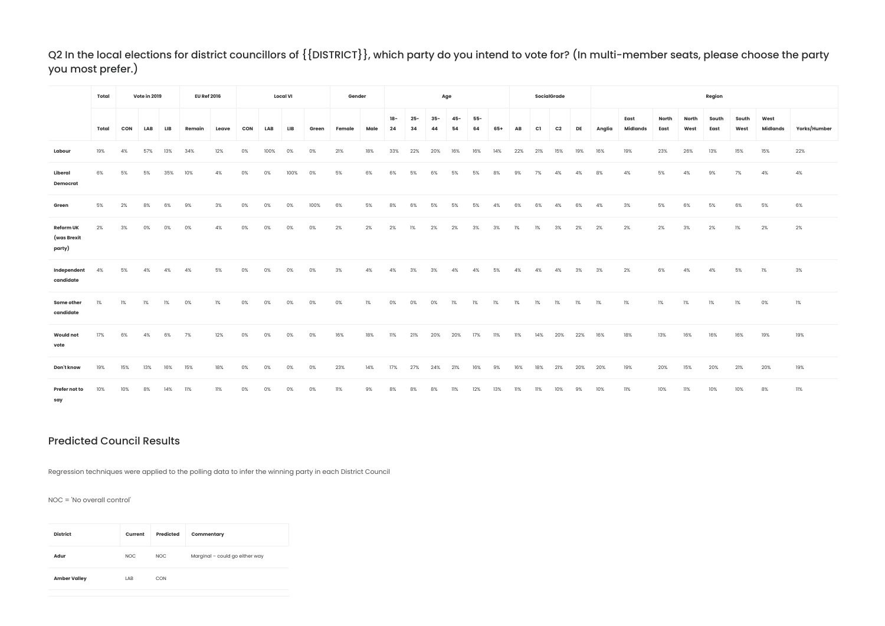## Q2 In the local elections for district councillors of {{DISTRICT}}, which party do you intend to vote for? (In multi-member seats, please choose the party you most prefer.)

| | Total | Vote in 2019 | | | EU Ref 2016 | | Local VI | | | | Gender | | Age | | | | | | SocialGrade | | | | Region | | | | | | | |
|---|---|---|---|---|---|---|---|---|---|---|---|---|---|---|---|---|---|---|---|---|---|---|---|---|---|---|---|---|---|---|
| | Total | CON | LAB | LIB | Remain | Leave | CON | LAB | LIB | Green | Female | Male | 18-24 | 25-34 | 35-44 | 45-54 | 55-64 | 65+ | AB | C1 | C2 | DE | Anglia | East Midlands | North East | North West | South East | South West | West Midlands | Yorks/Humber |
| **Labour** | 19% | 4% | 57% | 13% | 34% | 12% | 0% | 100% | 0% | 0% | 21% | 18% | 33% | 22% | 20% | 16% | 16% | 14% | 22% | 21% | 15% | 19% | 16% | 19% | 23% | 26% | 13% | 15% | 15% | 22% |
| **Liberal Democrat** | 6% | 5% | 5% | 35% | 10% | 4% | 0% | 0% | 100% | 0% | 5% | 6% | 6% | 5% | 6% | 5% | 5% | 8% | 9% | 7% | 4% | 4% | 8% | 4% | 5% | 4% | 9% | 7% | 4% | 4% |
| **Green** | 5% | 2% | 8% | 6% | 9% | 3% | 0% | 0% | 0% | 100% | 6% | 5% | 8% | 6% | 5% | 5% | 5% | 4% | 6% | 6% | 4% | 6% | 4% | 3% | 5% | 6% | 5% | 6% | 5% | 6% |
| **Reform UK (was Brexit party)** | 2% | 3% | 0% | 0% | 0% | 4% | 0% | 0% | 0% | 0% | 2% | 2% | 2% | 1% | 2% | 2% | 3% | 3% | 1% | 1% | 3% | 2% | 2% | 2% | 2% | 3% | 2% | 1% | 2% | 2% |
| **Independent candidate** | 4% | 5% | 4% | 4% | 4% | 5% | 0% | 0% | 0% | 0% | 3% | 4% | 4% | 3% | 3% | 4% | 4% | 5% | 4% | 4% | 4% | 3% | 3% | 2% | 6% | 4% | 4% | 5% | 1% | 3% |
| **Some other candidate** | 1% | 1% | 1% | 1% | 0% | 1% | 0% | 0% | 0% | 0% | 0% | 1% | 0% | 0% | 0% | 1% | 1% | 1% | 1% | 1% | 1% | 1% | 1% | 1% | 1% | 1% | 1% | 1% | 0% | 1% |
| **Would not vote** | 17% | 6% | 4% | 6% | 7% | 12% | 0% | 0% | 0% | 0% | 16% | 18% | 11% | 21% | 20% | 20% | 17% | 11% | 11% | 14% | 20% | 22% | 16% | 18% | 13% | 16% | 16% | 16% | 19% | 19% |
| **Don't know** | 19% | 15% | 13% | 16% | 15% | 18% | 0% | 0% | 0% | 0% | 23% | 14% | 17% | 27% | 24% | 21% | 16% | 9% | 16% | 18% | 21% | 20% | 20% | 19% | 20% | 15% | 20% | 21% | 20% | 19% |
| **Prefer not to say** | 10% | 10% | 8% | 14% | 11% | 11% | 0% | 0% | 0% | 0% | 11% | 9% | 8% | 8% | 8% | 11% | 12% | 13% | 11% | 11% | 10% | 9% | 10% | 11% | 10% | 11% | 10% | 10% | 8% | 11% |

## Predicted Council Results

Regression techniques were applied to the polling data to infer the winning party in each District Council

NOC = 'No overall control'

| District | Current | Predicted | Commentary |
|---|---|---|---|
| **Adur** | NOC | NOC | Marginal – could go either way |
| **Amber Valley** | LAB | CON | |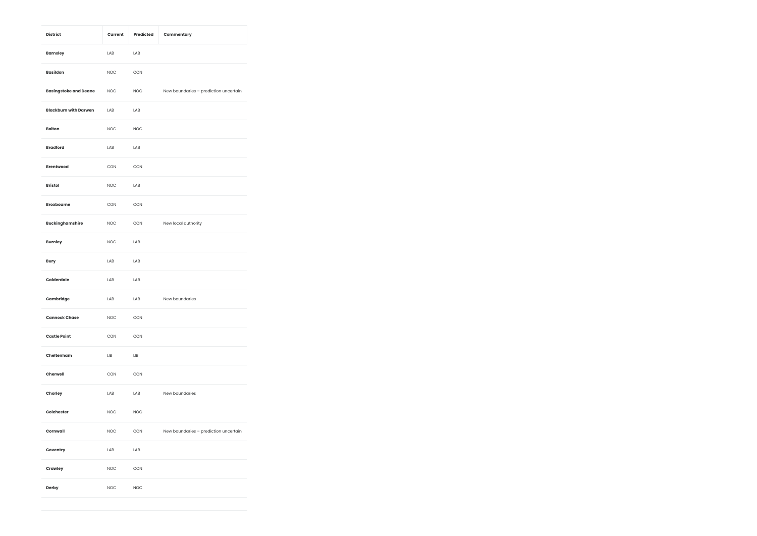| District | Current | Predicted | Commentary |
| --- | --- | --- | --- |
| **Barnsley** | LAB | LAB | |
| **Basildon** | NOC | CON | |
| **Basingstoke and Deane** | NOC | NOC | New boundaries – prediction uncertain |
| **Blackburn with Darwen** | LAB | LAB | |
| **Bolton** | NOC | NOC | |
| **Bradford** | LAB | LAB | |
| **Brentwood** | CON | CON | |
| **Bristol** | NOC | LAB | |
| **Broxbourne** | CON | CON | |
| **Buckinghamshire** | NOC | CON | New local authority |
| **Burnley** | NOC | LAB | |
| **Bury** | LAB | LAB | |
| **Calderdale** | LAB | LAB | |
| **Cambridge** | LAB | LAB | New boundaries |
| **Cannock Chase** | NOC | CON | |
| **Castle Point** | CON | CON | |
| **Cheltenham** | LIB | LIB | |
| **Cherwell** | CON | CON | |
| **Chorley** | LAB | LAB | New boundaries |
| **Colchester** | NOC | NOC | |
| **Cornwall** | NOC | CON | New boundaries – prediction uncertain |
| **Coventry** | LAB | LAB | |
| **Crawley** | NOC | CON | |
| **Derby** | NOC | NOC | |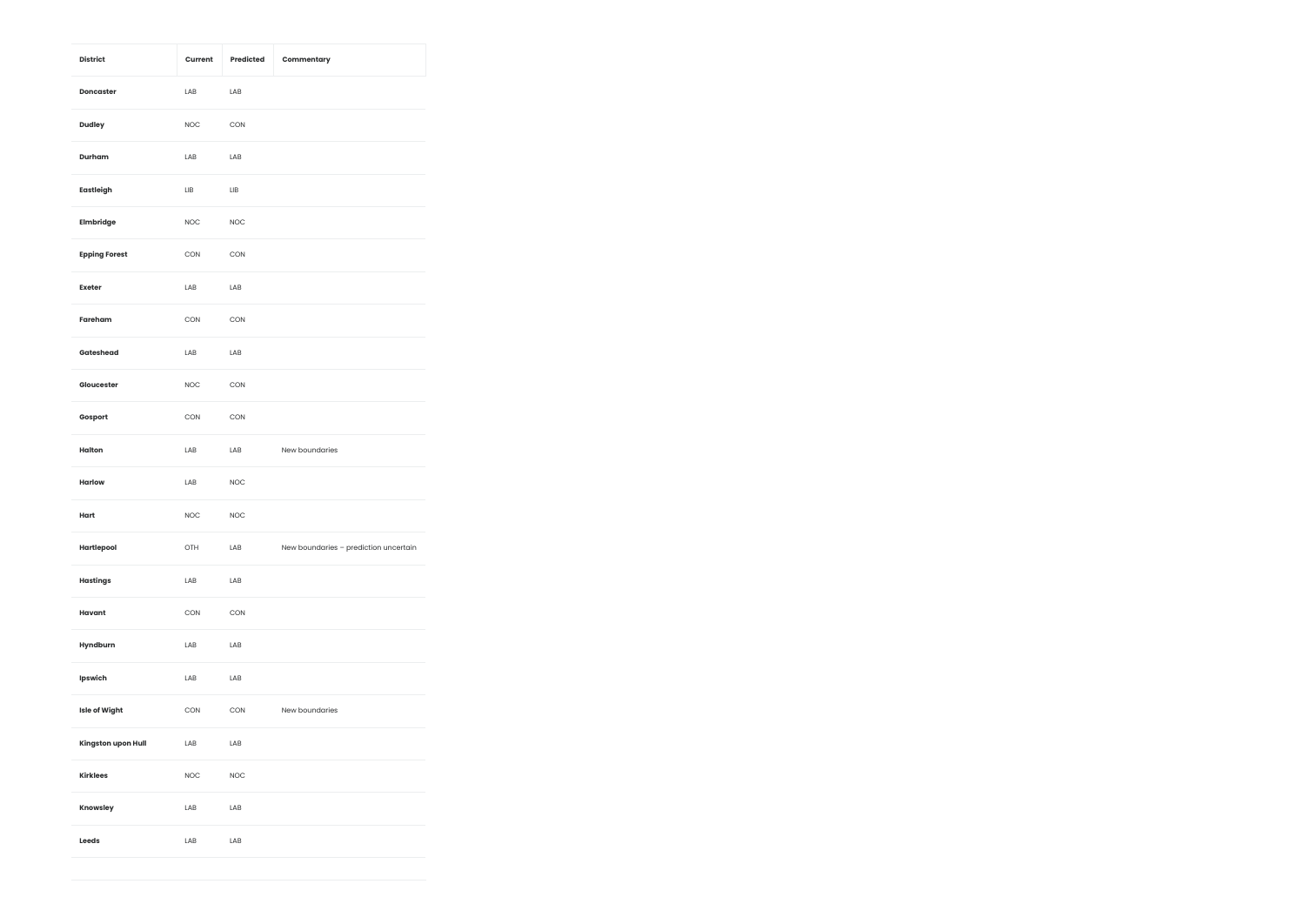| District | Current | Predicted | Commentary |
|---|---|---|---|
| Doncaster | LAB | LAB | |
| Dudley | NOC | CON | |
| Durham | LAB | LAB | |
| Eastleigh | LIB | LIB | |
| Elmbridge | NOC | NOC | |
| Epping Forest | CON | CON | |
| Exeter | LAB | LAB | |
| Fareham | CON | CON | |
| Gateshead | LAB | LAB | |
| Gloucester | NOC | CON | |
| Gosport | CON | CON | |
| Halton | LAB | LAB | New boundaries |
| Harlow | LAB | NOC | |
| Hart | NOC | NOC | |
| Hartlepool | OTH | LAB | New boundaries – prediction uncertain |
| Hastings | LAB | LAB | |
| Havant | CON | CON | |
| Hyndburn | LAB | LAB | |
| Ipswich | LAB | LAB | |
| Isle of Wight | CON | CON | New boundaries |
| Kingston upon Hull | LAB | LAB | |
| Kirklees | NOC | NOC | |
| Knowsley | LAB | LAB | |
| Leeds | LAB | LAB | |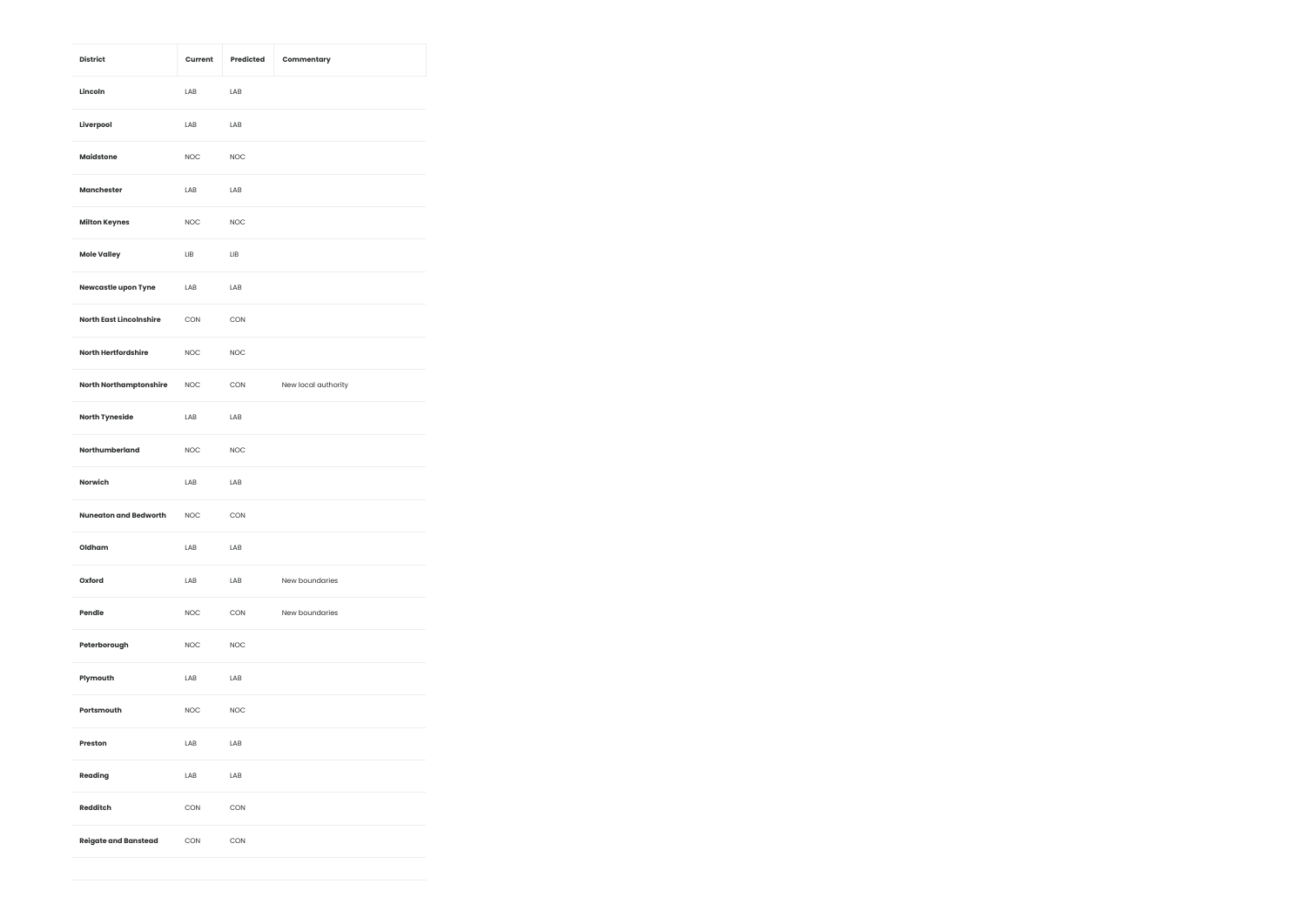| District | Current | Predicted | Commentary |
|---|---|---|---|
| Lincoln | LAB | LAB | |
| Liverpool | LAB | LAB | |
| Maidstone | NOC | NOC | |
| Manchester | LAB | LAB | |
| Milton Keynes | NOC | NOC | |
| Mole Valley | LIB | LIB | |
| Newcastle upon Tyne | LAB | LAB | |
| North East Lincolnshire | CON | CON | |
| North Hertfordshire | NOC | NOC | |
| North Northamptonshire | NOC | CON | New local authority |
| North Tyneside | LAB | LAB | |
| Northumberland | NOC | NOC | |
| Norwich | LAB | LAB | |
| Nuneaton and Bedworth | NOC | CON | |
| Oldham | LAB | LAB | |
| Oxford | LAB | LAB | New boundaries |
| Pendle | NOC | CON | New boundaries |
| Peterborough | NOC | NOC | |
| Plymouth | LAB | LAB | |
| Portsmouth | NOC | NOC | |
| Preston | LAB | LAB | |
| Reading | LAB | LAB | |
| Redditch | CON | CON | |
| Reigate and Banstead | CON | CON | |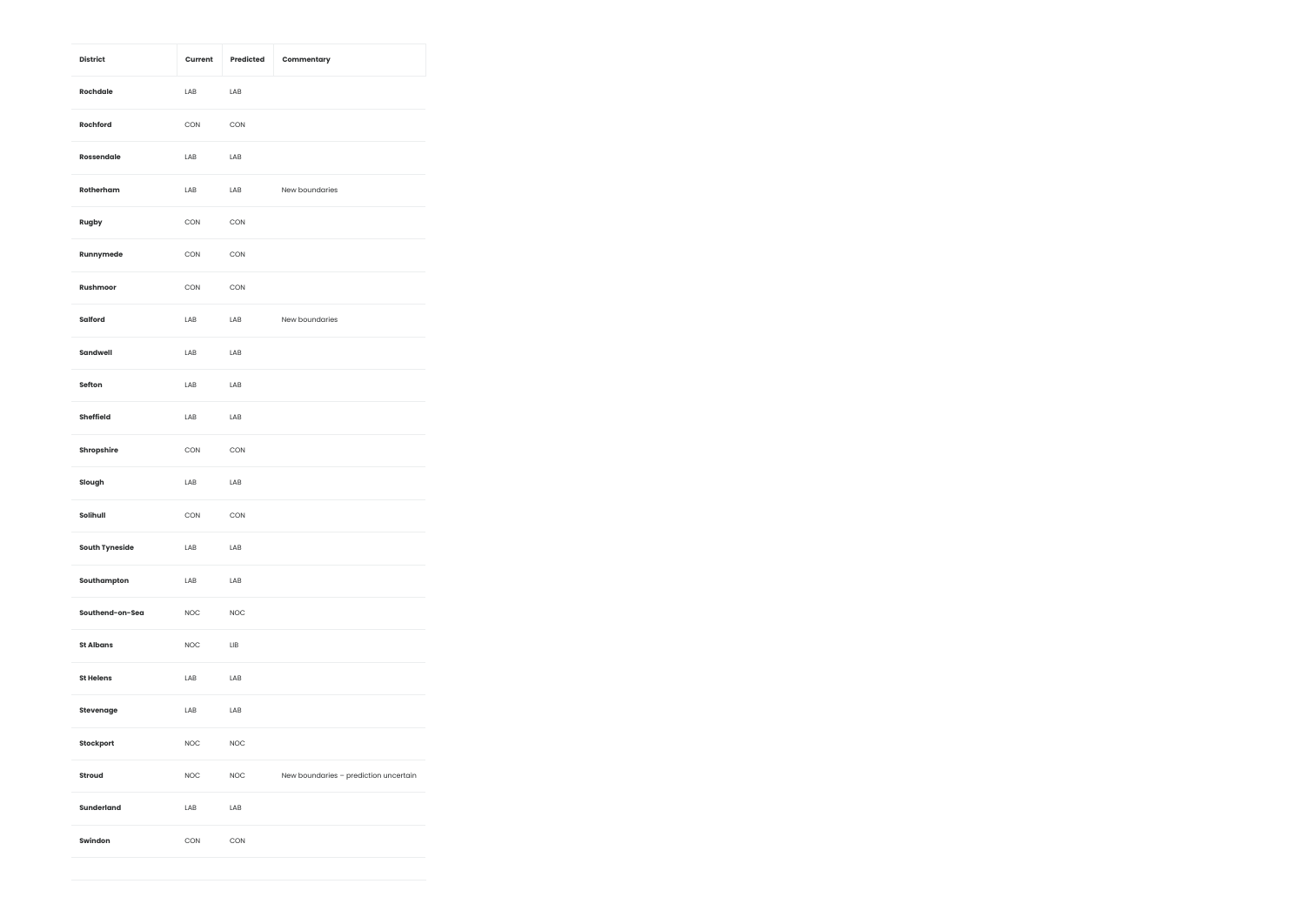| District | Current | Predicted | Commentary |
|---|---|---|---|
| **Rochdale** | LAB | LAB | |
| **Rochford** | CON | CON | |
| **Rossendale** | LAB | LAB | |
| **Rotherham** | LAB | LAB | New boundaries |
| **Rugby** | CON | CON | |
| **Runnymede** | CON | CON | |
| **Rushmoor** | CON | CON | |
| **Salford** | LAB | LAB | New boundaries |
| **Sandwell** | LAB | LAB | |
| **Sefton** | LAB | LAB | |
| **Sheffield** | LAB | LAB | |
| **Shropshire** | CON | CON | |
| **Slough** | LAB | LAB | |
| **Solihull** | CON | CON | |
| **South Tyneside** | LAB | LAB | |
| **Southampton** | LAB | LAB | |
| **Southend-on-Sea** | NOC | NOC | |
| **St Albans** | NOC | LIB | |
| **St Helens** | LAB | LAB | |
| **Stevenage** | LAB | LAB | |
| **Stockport** | NOC | NOC | |
| **Stroud** | NOC | NOC | New boundaries – prediction uncertain |
| **Sunderland** | LAB | LAB | |
| **Swindon** | CON | CON | |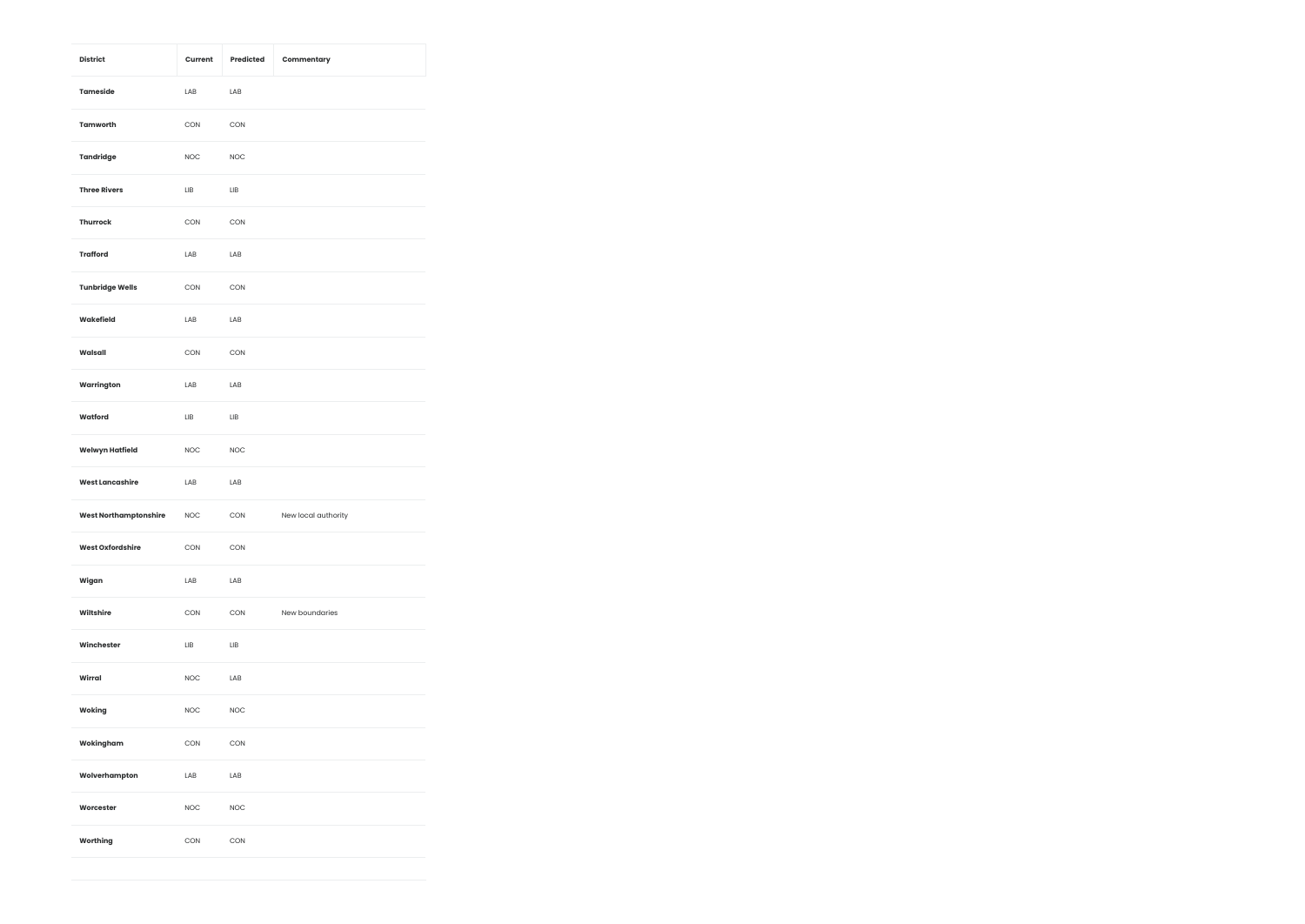| District | Current | Predicted | Commentary |
|---|---|---|---|
| Tameside | LAB | LAB | |
| Tamworth | CON | CON | |
| Tandridge | NOC | NOC | |
| Three Rivers | LIB | LIB | |
| Thurrock | CON | CON | |
| Trafford | LAB | LAB | |
| Tunbridge Wells | CON | CON | |
| Wakefield | LAB | LAB | |
| Walsall | CON | CON | |
| Warrington | LAB | LAB | |
| Watford | LIB | LIB | |
| Welwyn Hatfield | NOC | NOC | |
| West Lancashire | LAB | LAB | |
| West Northamptonshire | NOC | CON | New local authority |
| West Oxfordshire | CON | CON | |
| Wigan | LAB | LAB | |
| Wiltshire | CON | CON | New boundaries |
| Winchester | LIB | LIB | |
| Wirral | NOC | LAB | |
| Woking | NOC | NOC | |
| Wokingham | CON | CON | |
| Wolverhampton | LAB | LAB | |
| Worcester | NOC | NOC | |
| Worthing | CON | CON | |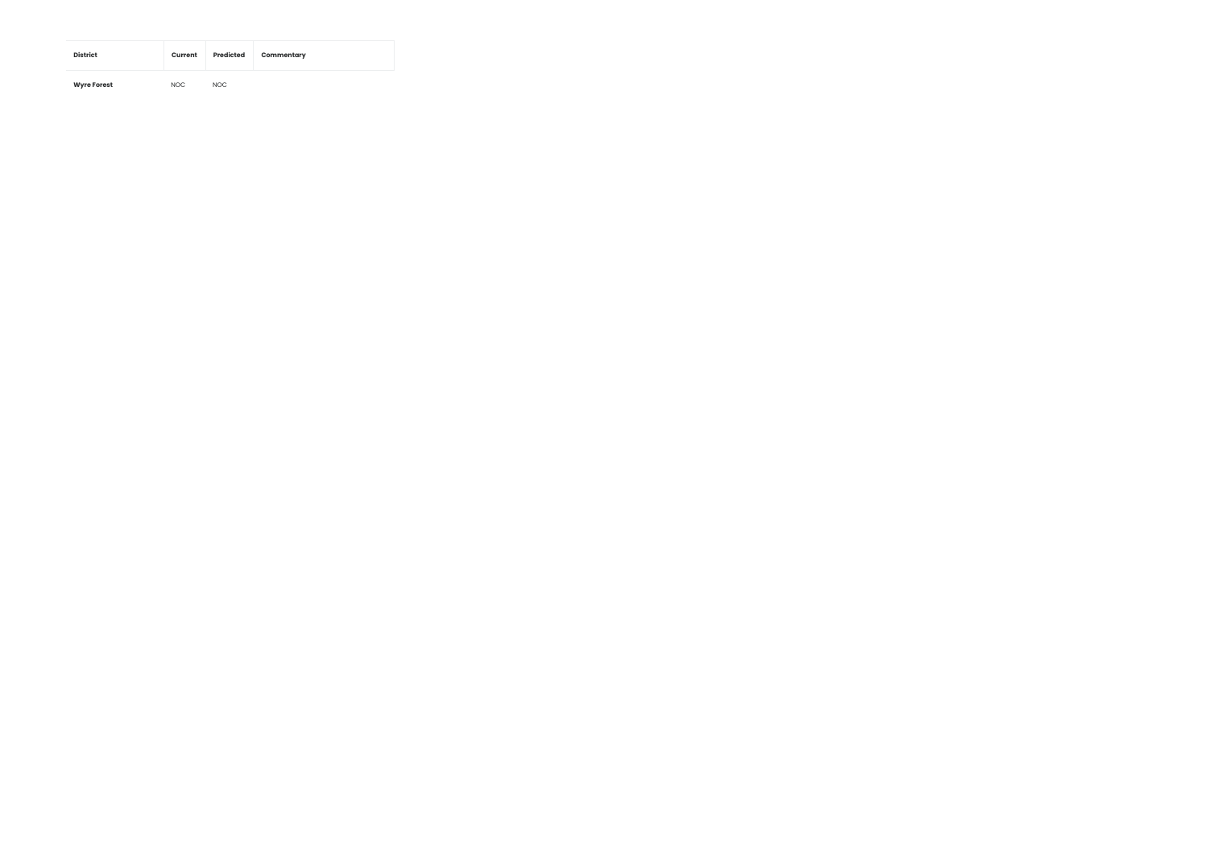| District | Current | Predicted | Commentary |
| --- | --- | --- | --- |
| **Wyre Forest** | NOC | NOC | |